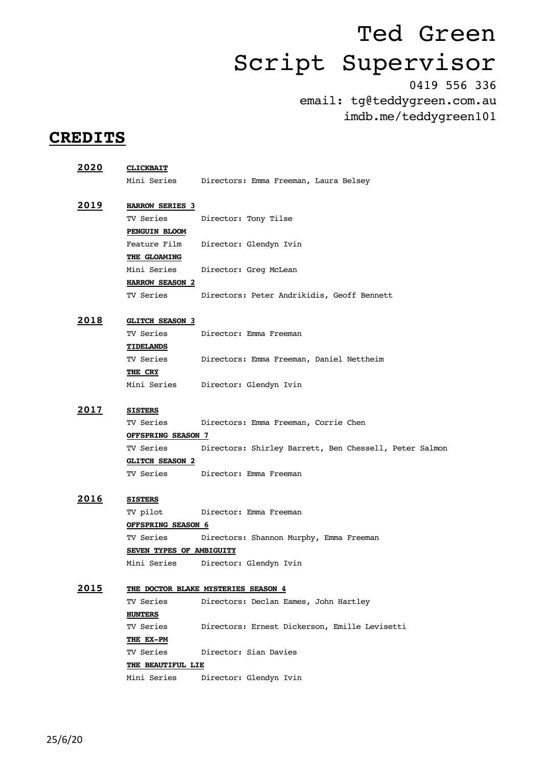# Ted Green
# Script Supervisor

0419 556 336
email: tg@teddygreen.com.au
imdb.me/teddygreen101

## CREDITS

**2020**

**CLICKBAIT**
Mini Series — Directors: Emma Freeman, Laura Belsey

**2019**

**HARROW SERIES 3**
TV Series — Director: Tony Tilse

**PENGUIN BLOOM**
Feature Film — Director: Glendyn Ivin

**THE GLOAMING**
Mini Series — Director: Greg McLean

**HARROW SEASON 2**
TV Series — Directors: Peter Andrikidis, Geoff Bennett

**2018**

**GLITCH SEASON 3**
TV Series — Director: Emma Freeman

**TIDELANDS**
TV Series — Directors: Emma Freeman, Daniel Nettheim

**THE CRY**
Mini Series — Director: Glendyn Ivin

**2017**

**SISTERS**
TV Series — Directors: Emma Freeman, Corrie Chen

**OFFSPRING SEASON 7**
TV Series — Directors: Shirley Barrett, Ben Chessell, Peter Salmon

**GLITCH SEASON 2**
TV Series — Director: Emma Freeman

**2016**

**SISTERS**
TV pilot — Director: Emma Freeman

**OFFSPRING SEASON 6**
TV Series — Directors: Shannon Murphy, Emma Freeman

**SEVEN TYPES OF AMBIGUITY**
Mini Series — Director: Glendyn Ivin

**2015**

**THE DOCTOR BLAKE MYSTERIES SEASON 4**
TV Series — Directors: Declan Eames, John Hartley

**HUNTERS**
TV Series — Directors: Ernest Dickerson, Emille Levisetti

**THE EX-PM**
TV Series — Director: Sian Davies

**THE BEAUTIFUL LIE**
Mini Series — Director: Glendyn Ivin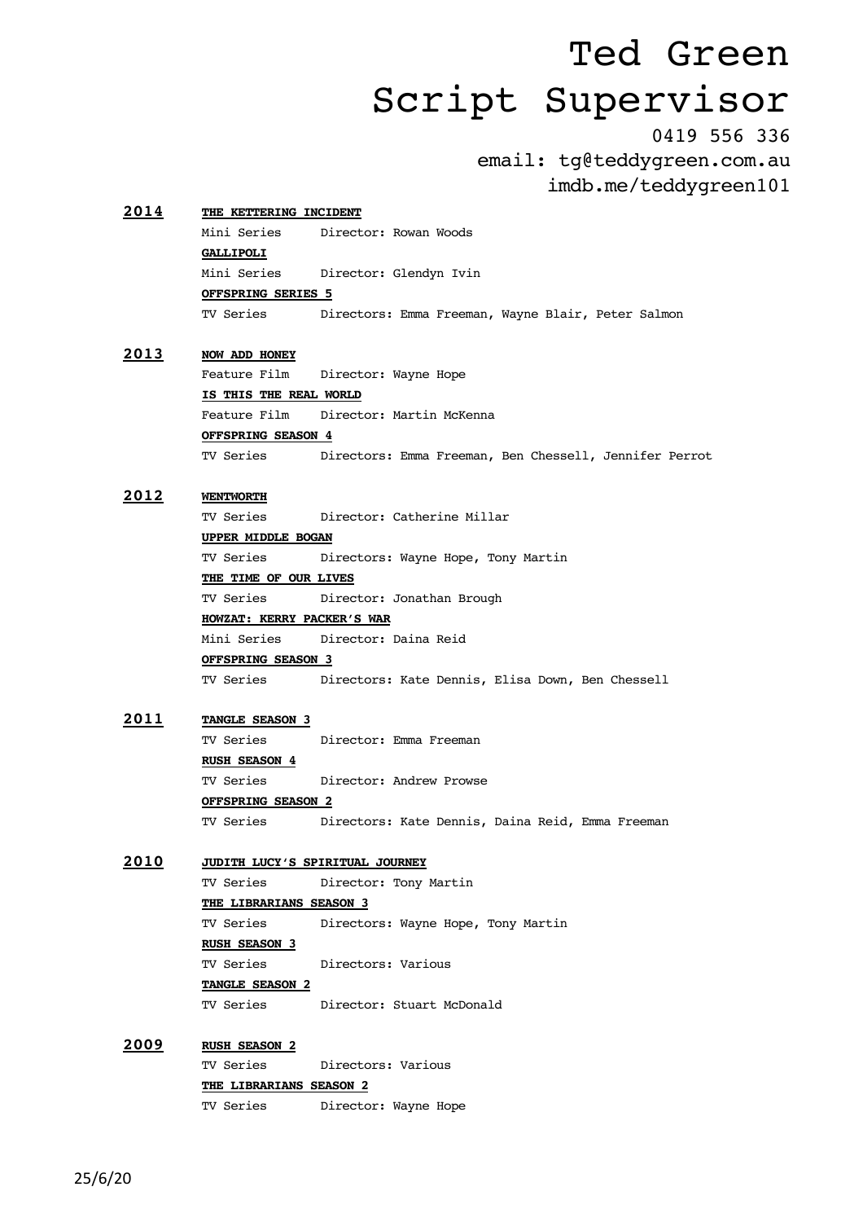# Ted Green
# Script Supervisor

0419 556 336
email: tg@teddygreen.com.au
imdb.me/teddygreen101

## 2014

**THE KETTERING INCIDENT**
Mini Series — Director: Rowan Woods

**GALLIPOLI**
Mini Series — Director: Glendyn Ivin

**OFFSPRING SERIES 5**
TV Series — Directors: Emma Freeman, Wayne Blair, Peter Salmon

## 2013

**NOW ADD HONEY**
Feature Film — Director: Wayne Hope

**IS THIS THE REAL WORLD**
Feature Film — Director: Martin McKenna

**OFFSPRING SEASON 4**
TV Series — Directors: Emma Freeman, Ben Chessell, Jennifer Perrot

## 2012

**WENTWORTH**
TV Series — Director: Catherine Millar

**UPPER MIDDLE BOGAN**
TV Series — Directors: Wayne Hope, Tony Martin

**THE TIME OF OUR LIVES**
TV Series — Director: Jonathan Brough

**HOWZAT: KERRY PACKER'S WAR**
Mini Series — Director: Daina Reid

**OFFSPRING SEASON 3**
TV Series — Directors: Kate Dennis, Elisa Down, Ben Chessell

## 2011

**TANGLE SEASON 3**
TV Series — Director: Emma Freeman

**RUSH SEASON 4**
TV Series — Director: Andrew Prowse

**OFFSPRING SEASON 2**
TV Series — Directors: Kate Dennis, Daina Reid, Emma Freeman

## 2010

**JUDITH LUCY'S SPIRITUAL JOURNEY**
TV Series — Director: Tony Martin

**THE LIBRARIANS SEASON 3**
TV Series — Directors: Wayne Hope, Tony Martin

**RUSH SEASON 3**
TV Series — Directors: Various

**TANGLE SEASON 2**
TV Series — Director: Stuart McDonald

## 2009

**RUSH SEASON 2**
TV Series — Directors: Various

**THE LIBRARIANS SEASON 2**
TV Series — Director: Wayne Hope

25/6/20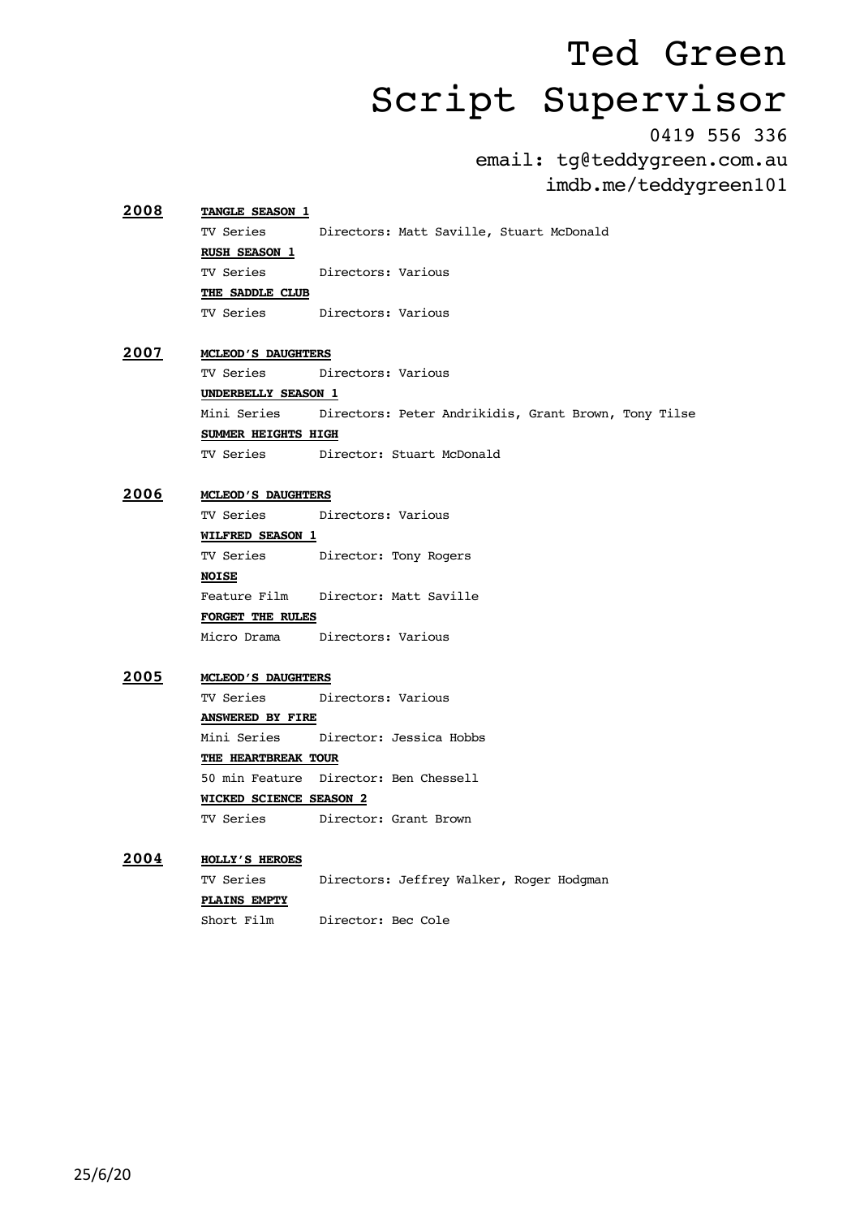# Ted Green
# Script Supervisor

0419 556 336
email: tg@teddygreen.com.au
imdb.me/teddygreen101

**2008**

**TANGLE SEASON 1**
TV Series — Directors: Matt Saville, Stuart McDonald

**RUSH SEASON 1**
TV Series — Directors: Various

**THE SADDLE CLUB**
TV Series — Directors: Various

**2007**

**MCLEOD'S DAUGHTERS**
TV Series — Directors: Various

**UNDERBELLY SEASON 1**
Mini Series — Directors: Peter Andrikidis, Grant Brown, Tony Tilse

**SUMMER HEIGHTS HIGH**
TV Series — Director: Stuart McDonald

**2006**

**MCLEOD'S DAUGHTERS**
TV Series — Directors: Various

**WILFRED SEASON 1**
TV Series — Director: Tony Rogers

**NOISE**
Feature Film — Director: Matt Saville

**FORGET THE RULES**
Micro Drama — Directors: Various

**2005**

**MCLEOD'S DAUGHTERS**
TV Series — Directors: Various

**ANSWERED BY FIRE**
Mini Series — Director: Jessica Hobbs

**THE HEARTBREAK TOUR**
50 min Feature — Director: Ben Chessell

**WICKED SCIENCE SEASON 2**
TV Series — Director: Grant Brown

**2004**

**HOLLY'S HEROES**
TV Series — Directors: Jeffrey Walker, Roger Hodgman

**PLAINS EMPTY**
Short Film — Director: Bec Cole

25/6/20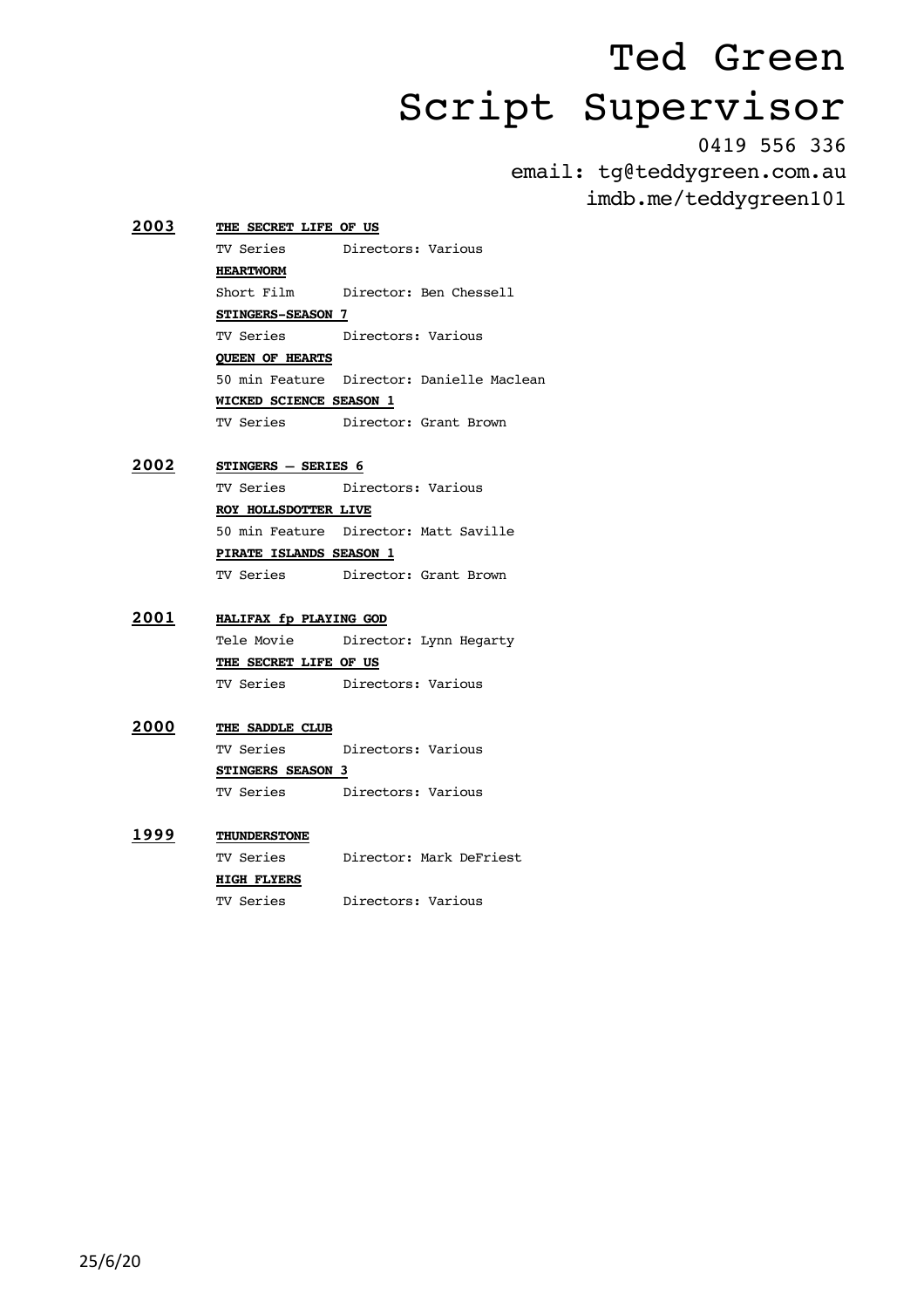# Ted Green
# Script Supervisor

0419 556 336
email: tg@teddygreen.com.au
imdb.me/teddygreen101

## 2003

**THE SECRET LIFE OF US**
TV Series Directors: Various

**HEARTWORM**
Short Film Director: Ben Chessell

**STINGERS-SEASON 7**
TV Series Directors: Various

**QUEEN OF HEARTS**
50 min Feature Director: Danielle Maclean

**WICKED SCIENCE SEASON 1**
TV Series Director: Grant Brown

## 2002

**STINGERS – SERIES 6**
TV Series Directors: Various

**ROY HOLLSDOTTER LIVE**
50 min Feature Director: Matt Saville

**PIRATE ISLANDS SEASON 1**
TV Series Director: Grant Brown

## 2001

**HALIFAX fp PLAYING GOD**
Tele Movie Director: Lynn Hegarty

**THE SECRET LIFE OF US**
TV Series Directors: Various

## 2000

**THE SADDLE CLUB**
TV Series Directors: Various

**STINGERS SEASON 3**
TV Series Directors: Various

## 1999

**THUNDERSTONE**
TV Series Director: Mark DeFriest

**HIGH FLYERS**
TV Series Directors: Various

25/6/20